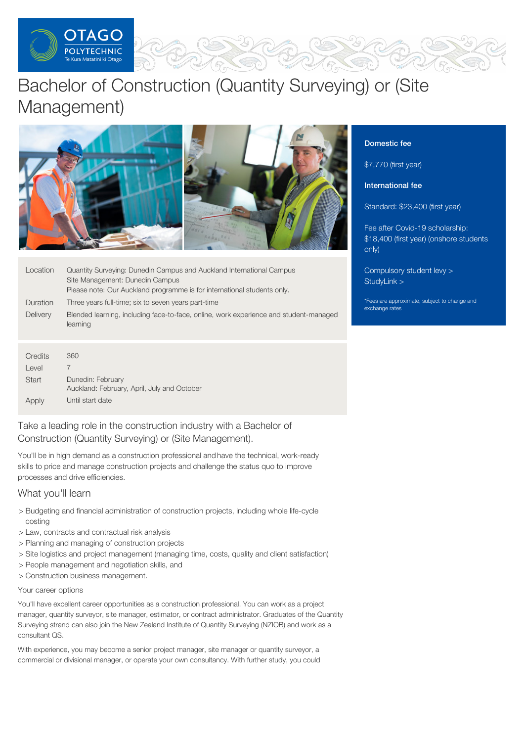# Bachelor of Construction (Quantity Surveying) or (Site Management)

| | |
|---|---|
| Location | Quantity Surveying: Dunedin Campus and Auckland International Campus<br>Site Management: Dunedin Campus<br>Please note: Our Auckland programme is for international students only. |
| Duration | Three years full-time; six to seven years part-time |
| Delivery | Blended learning, including face-to-face, online, work experience and student-managed learning |

| | |
|---|---|
| Credits | 360 |
| Level | 7 |
| Start | Dunedin: February<br>Auckland: February, April, July and October |
| Apply | Until start date |

**Domestic fee**

$7,770 (first year)

**International fee**

Standard: $23,400 (first year)

Fee after Covid-19 scholarship: $18,400 (first year) (onshore students only)

Compulsory student levy >
StudyLink >

*Fees are approximate, subject to change and exchange rates

## Take a leading role in the construction industry with a Bachelor of Construction (Quantity Surveying) or (Site Management).

You'll be in high demand as a construction professional and have the technical, work-ready skills to price and manage construction projects and challenge the status quo to improve processes and drive efficiencies.

## What you'll learn

- Budgeting and financial administration of construction projects, including whole life-cycle costing
- Law, contracts and contractual risk analysis
- Planning and managing of construction projects
- Site logistics and project management (managing time, costs, quality and client satisfaction)
- People management and negotiation skills, and
- Construction business management.

### Your career options

You'll have excellent career opportunities as a construction professional. You can work as a project manager, quantity surveyor, site manager, estimator, or contract administrator. Graduates of the Quantity Surveying strand can also join the New Zealand Institute of Quantity Surveying (NZIOB) and work as a consultant QS.

With experience, you may become a senior project manager, site manager or quantity surveyor, a commercial or divisional manager, or operate your own consultancy. With further study, you could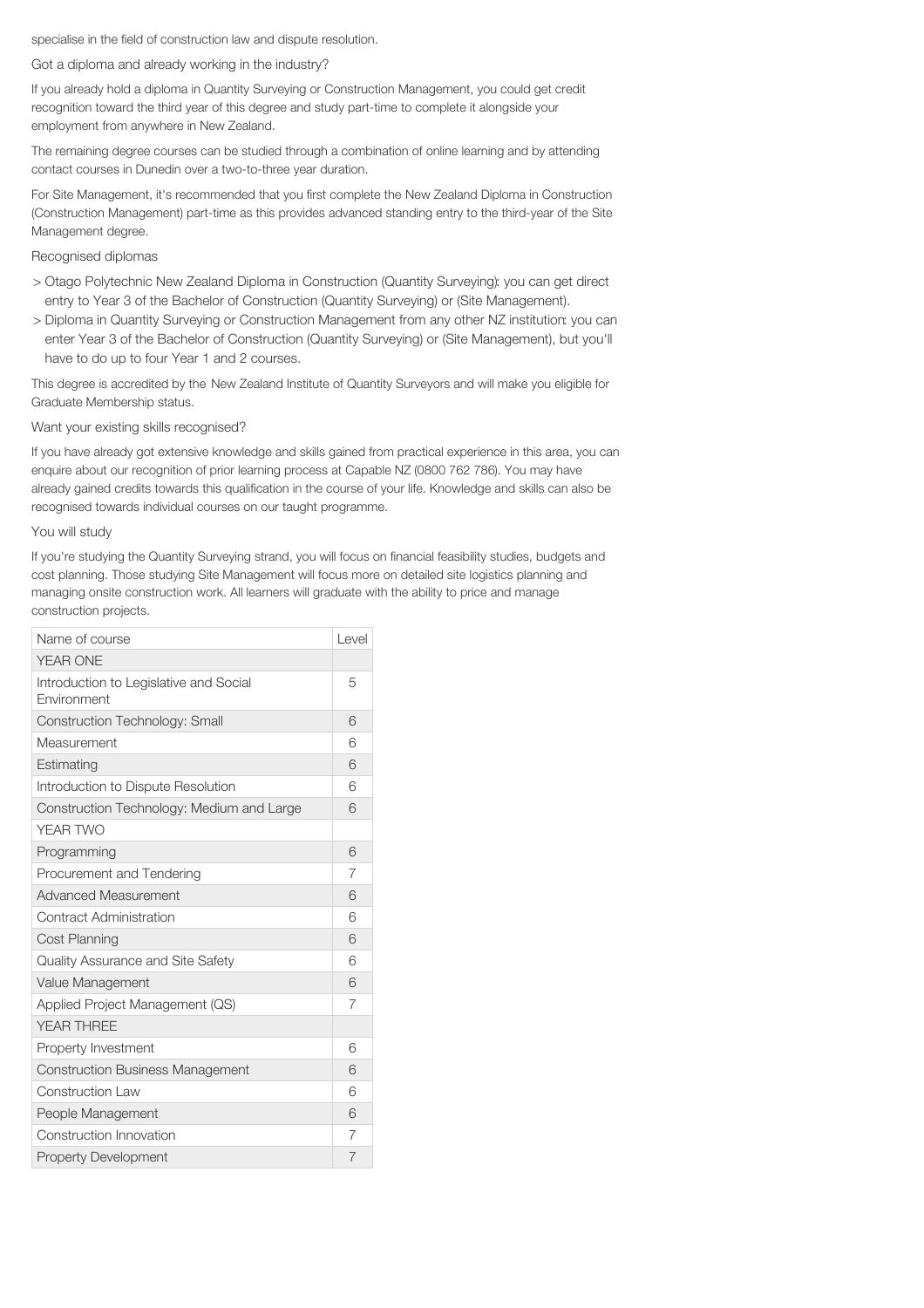specialise in the field of construction law and dispute resolution.

### Got a diploma and already working in the industry?

If you already hold a diploma in Quantity Surveying or Construction Management, you could get credit recognition toward the third year of this degree and study part-time to complete it alongside your employment from anywhere in New Zealand.

The remaining degree courses can be studied through a combination of online learning and by attending contact courses in Dunedin over a two-to-three year duration.

For Site Management, it's recommended that you first complete the New Zealand Diploma in Construction (Construction Management) part-time as this provides advanced standing entry to the third-year of the Site Management degree.

### Recognised diplomas

> Otago Polytechnic New Zealand Diploma in Construction (Quantity Surveying): you can get direct entry to Year 3 of the Bachelor of Construction (Quantity Surveying) or (Site Management).

> Diploma in Quantity Surveying or Construction Management from any other NZ institution: you can enter Year 3 of the Bachelor of Construction (Quantity Surveying) or (Site Management), but you'll have to do up to four Year 1 and 2 courses.

This degree is accredited by the New Zealand Institute of Quantity Surveyors and will make you eligible for Graduate Membership status.

### Want your existing skills recognised?

If you have already got extensive knowledge and skills gained from practical experience in this area, you can enquire about our recognition of prior learning process at Capable NZ (0800 762 786). You may have already gained credits towards this qualification in the course of your life. Knowledge and skills can also be recognised towards individual courses on our taught programme.

### You will study

If you're studying the Quantity Surveying strand, you will focus on financial feasibility studies, budgets and cost planning. Those studying Site Management will focus more on detailed site logistics planning and managing onsite construction work. All learners will graduate with the ability to price and manage construction projects.

| Name of course | Level |
|---|---|
| YEAR ONE | |
| Introduction to Legislative and Social Environment | 5 |
| Construction Technology: Small | 6 |
| Measurement | 6 |
| Estimating | 6 |
| Introduction to Dispute Resolution | 6 |
| Construction Technology: Medium and Large | 6 |
| YEAR TWO | |
| Programming | 6 |
| Procurement and Tendering | 7 |
| Advanced Measurement | 6 |
| Contract Administration | 6 |
| Cost Planning | 6 |
| Quality Assurance and Site Safety | 6 |
| Value Management | 6 |
| Applied Project Management (QS) | 7 |
| YEAR THREE | |
| Property Investment | 6 |
| Construction Business Management | 6 |
| Construction Law | 6 |
| People Management | 6 |
| Construction Innovation | 7 |
| Property Development | 7 |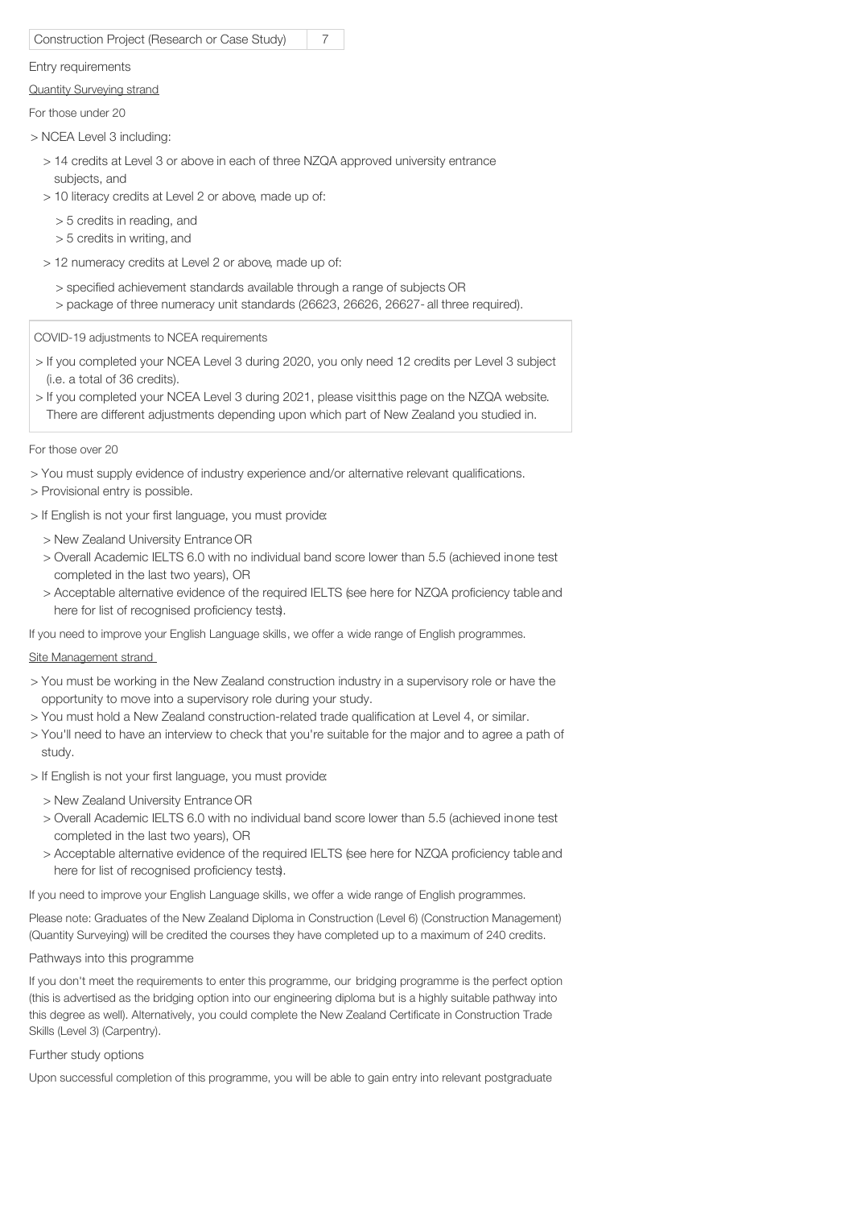| Construction Project (Research or Case Study) | 7 |
| --- | --- |

Entry requirements

Quantity Surveying strand

For those under 20

- NCEA Level 3 including:
  - 14 credits at Level 3 or above in each of three NZQA approved university entrance subjects, and
  - 10 literacy credits at Level 2 or above, made up of:
    - 5 credits in reading, and
    - 5 credits in writing, and
  - 12 numeracy credits at Level 2 or above, made up of:
    - specified achievement standards available through a range of subjects OR
    - package of three numeracy unit standards (26623, 26626, 26627- all three required).

COVID-19 adjustments to NCEA requirements

- If you completed your NCEA Level 3 during 2020, you only need 12 credits per Level 3 subject (i.e. a total of 36 credits).
- If you completed your NCEA Level 3 during 2021, please visit this page on the NZQA website. There are different adjustments depending upon which part of New Zealand you studied in.

For those over 20

- You must supply evidence of industry experience and/or alternative relevant qualifications.
- Provisional entry is possible.
- If English is not your first language, you must provide:
  - New Zealand University Entrance OR
  - Overall Academic IELTS 6.0 with no individual band score lower than 5.5 (achieved in one test completed in the last two years), OR
  - Acceptable alternative evidence of the required IELTS (see here for NZQA proficiency table and here for list of recognised proficiency tests).

If you need to improve your English Language skills, we offer a wide range of English programmes.

Site Management strand

- You must be working in the New Zealand construction industry in a supervisory role or have the opportunity to move into a supervisory role during your study.
- You must hold a New Zealand construction-related trade qualification at Level 4, or similar.
- You'll need to have an interview to check that you're suitable for the major and to agree a path of study.
- If English is not your first language, you must provide:
  - New Zealand University Entrance OR
  - Overall Academic IELTS 6.0 with no individual band score lower than 5.5 (achieved in one test completed in the last two years), OR
  - Acceptable alternative evidence of the required IELTS (see here for NZQA proficiency table and here for list of recognised proficiency tests).

If you need to improve your English Language skills, we offer a wide range of English programmes.

Please note: Graduates of the New Zealand Diploma in Construction (Level 6) (Construction Management) (Quantity Surveying) will be credited the courses they have completed up to a maximum of 240 credits.

Pathways into this programme

If you don't meet the requirements to enter this programme, our bridging programme is the perfect option (this is advertised as the bridging option into our engineering diploma but is a highly suitable pathway into this degree as well). Alternatively, you could complete the New Zealand Certificate in Construction Trade Skills (Level 3) (Carpentry).

Further study options

Upon successful completion of this programme, you will be able to gain entry into relevant postgraduate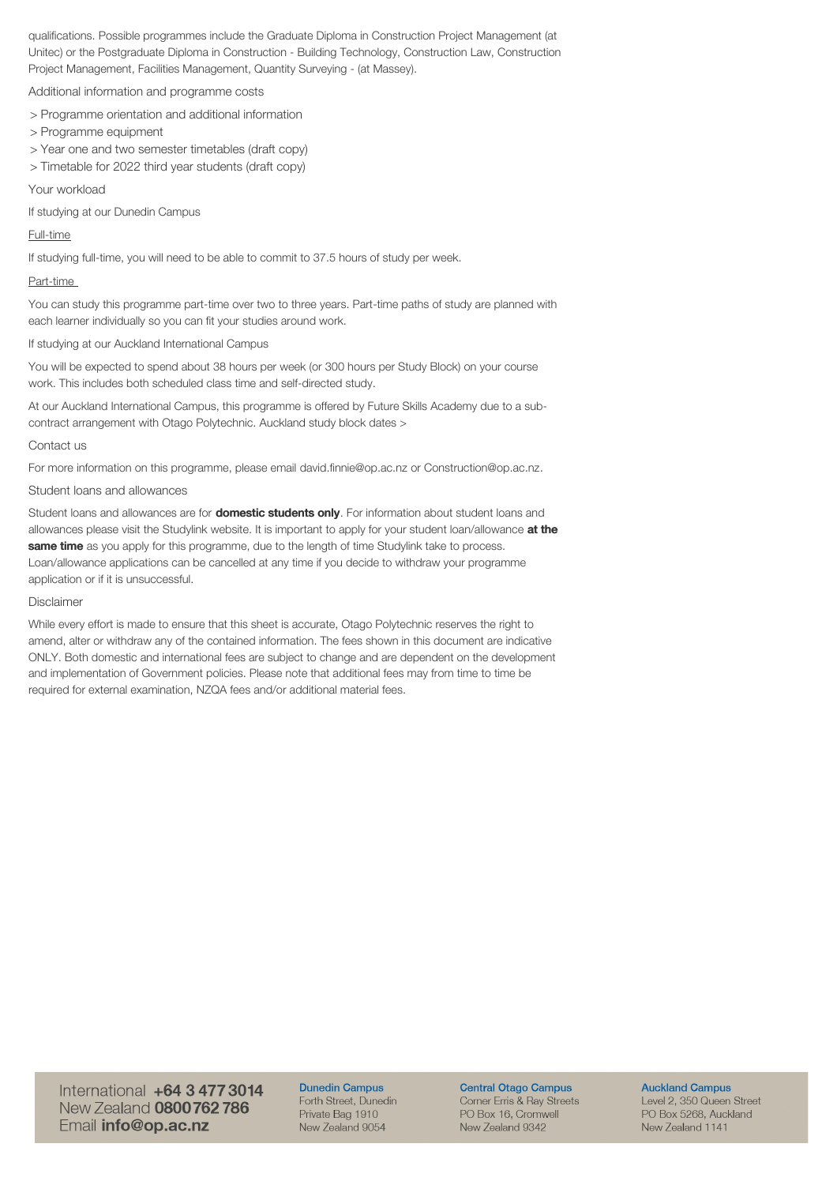qualifications. Possible programmes include the Graduate Diploma in Construction Project Management (at Unitec) or the Postgraduate Diploma in Construction - Building Technology, Construction Law, Construction Project Management, Facilities Management, Quantity Surveying - (at Massey).

## Additional information and programme costs

> Programme orientation and additional information

> Programme equipment

> Year one and two semester timetables (draft copy)

> Timetable for 2022 third year students (draft copy)

## Your workload

If studying at our Dunedin Campus

### Full-time

If studying full-time, you will need to be able to commit to 37.5 hours of study per week.

### Part-time

You can study this programme part-time over two to three years. Part-time paths of study are planned with each learner individually so you can fit your studies around work.

If studying at our Auckland International Campus

You will be expected to spend about 38 hours per week (or 300 hours per Study Block) on your course work. This includes both scheduled class time and self-directed study.

At our Auckland International Campus, this programme is offered by Future Skills Academy due to a sub-contract arrangement with Otago Polytechnic. Auckland study block dates >

## Contact us

For more information on this programme, please email david.finnie@op.ac.nz or Construction@op.ac.nz.

## Student loans and allowances

Student loans and allowances are for **domestic students only**. For information about student loans and allowances please visit the Studylink website. It is important to apply for your student loan/allowance **at the same time** as you apply for this programme, due to the length of time Studylink take to process. Loan/allowance applications can be cancelled at any time if you decide to withdraw your programme application or if it is unsuccessful.

## Disclaimer

While every effort is made to ensure that this sheet is accurate, Otago Polytechnic reserves the right to amend, alter or withdraw any of the contained information. The fees shown in this document are indicative ONLY. Both domestic and international fees are subject to change and are dependent on the development and implementation of Government policies. Please note that additional fees may from time to time be required for external examination, NZQA fees and/or additional material fees.

International **+64 3 477 3014**
New Zealand **0800 762 786**
Email **info@op.ac.nz**

**Dunedin Campus**
Forth Street, Dunedin
Private Bag 1910
New Zealand 9054

**Central Otago Campus**
Corner Erris & Ray Streets
PO Box 16, Cromwell
New Zealand 9342

**Auckland Campus**
Level 2, 350 Queen Street
PO Box 5268, Auckland
New Zealand 1141